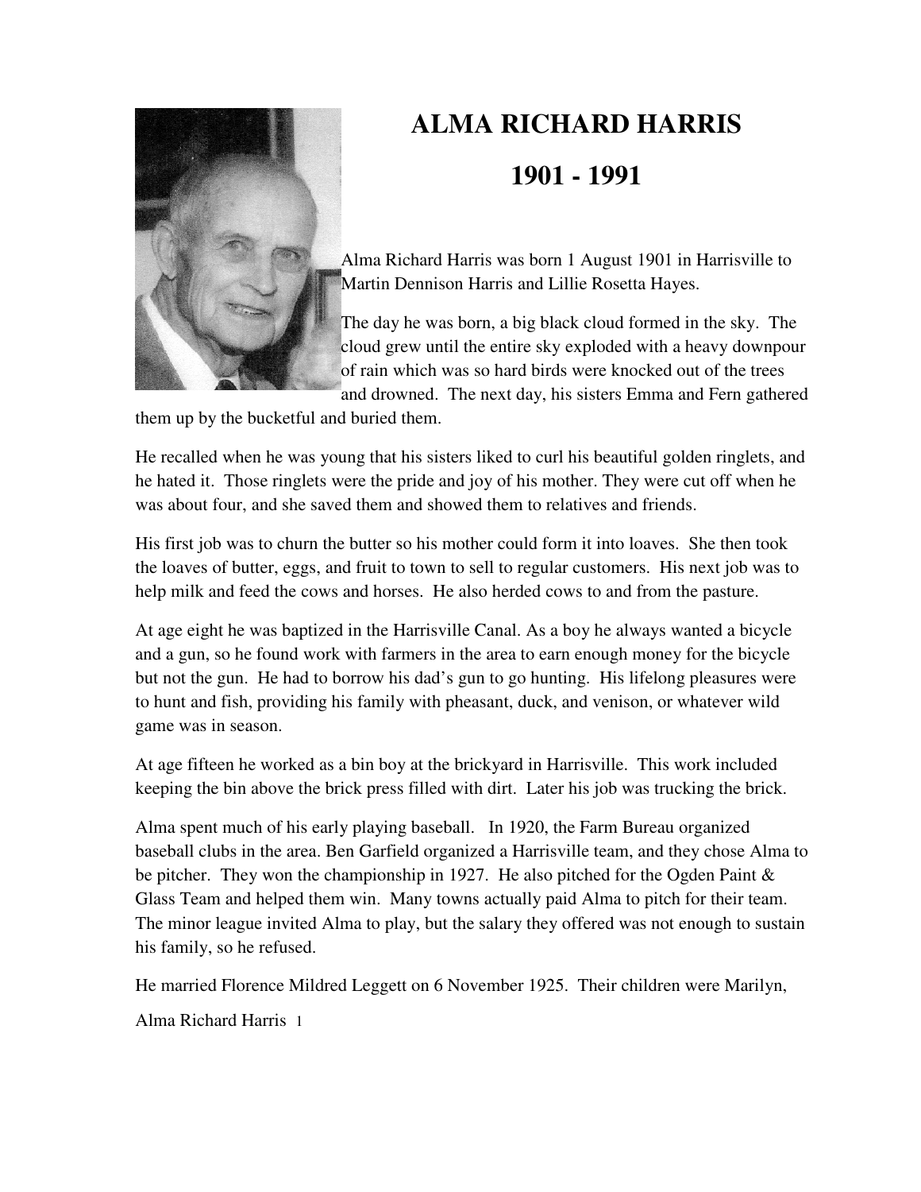# ALMA RICHARD HARRIS

# 1901 - 1991

Alma Richard Harris was born 1 August 1901 in Harrisville to Martin Dennison Harris and Lillie Rosetta Hayes.

The day he was born, a big black cloud formed in the sky. The cloud grew until the entire sky exploded with a heavy downpour of rain which was so hard birds were knocked out of the trees and drowned. The next day, his sisters Emma and Fern gathered them up by the bucketful and buried them.

He recalled when he was young that his sisters liked to curl his beautiful golden ringlets, and he hated it. Those ringlets were the pride and joy of his mother. They were cut off when he was about four, and she saved them and showed them to relatives and friends.

His first job was to churn the butter so his mother could form it into loaves. She then took the loaves of butter, eggs, and fruit to town to sell to regular customers. His next job was to help milk and feed the cows and horses. He also herded cows to and from the pasture.

At age eight he was baptized in the Harrisville Canal. As a boy he always wanted a bicycle and a gun, so he found work with farmers in the area to earn enough money for the bicycle but not the gun. He had to borrow his dad's gun to go hunting. His lifelong pleasures were to hunt and fish, providing his family with pheasant, duck, and venison, or whatever wild game was in season.

At age fifteen he worked as a bin boy at the brickyard in Harrisville. This work included keeping the bin above the brick press filled with dirt. Later his job was trucking the brick.

Alma spent much of his early playing baseball. In 1920, the Farm Bureau organized baseball clubs in the area. Ben Garfield organized a Harrisville team, and they chose Alma to be pitcher. They won the championship in 1927. He also pitched for the Ogden Paint & Glass Team and helped them win. Many towns actually paid Alma to pitch for their team. The minor league invited Alma to play, but the salary they offered was not enough to sustain his family, so he refused.

He married Florence Mildred Leggett on 6 November 1925. Their children were Marilyn,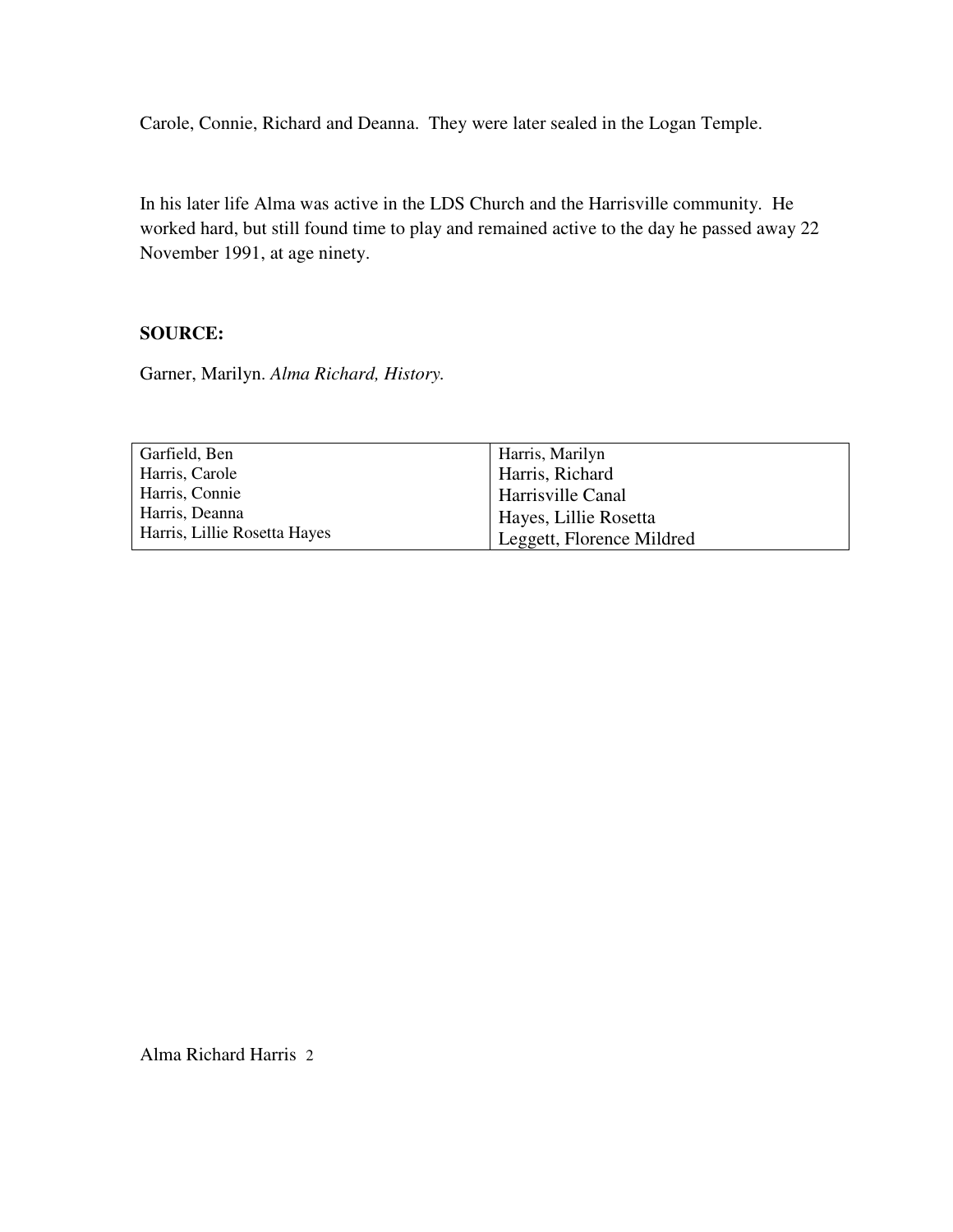Carole, Connie, Richard and Deanna. They were later sealed in the Logan Temple.

In his later life Alma was active in the LDS Church and the Harrisville community. He worked hard, but still found time to play and remained active to the day he passed away 22 November 1991, at age ninety.

**SOURCE:**

Garner, Marilyn. *Alma Richard, History.*

| | |
|---|---|
| Garfield, Ben | Harris, Marilyn |
| Harris, Carole | Harris, Richard |
| Harris, Connie | Harrisville Canal |
| Harris, Deanna | Hayes, Lillie Rosetta |
| Harris, Lillie Rosetta Hayes | Leggett, Florence Mildred |